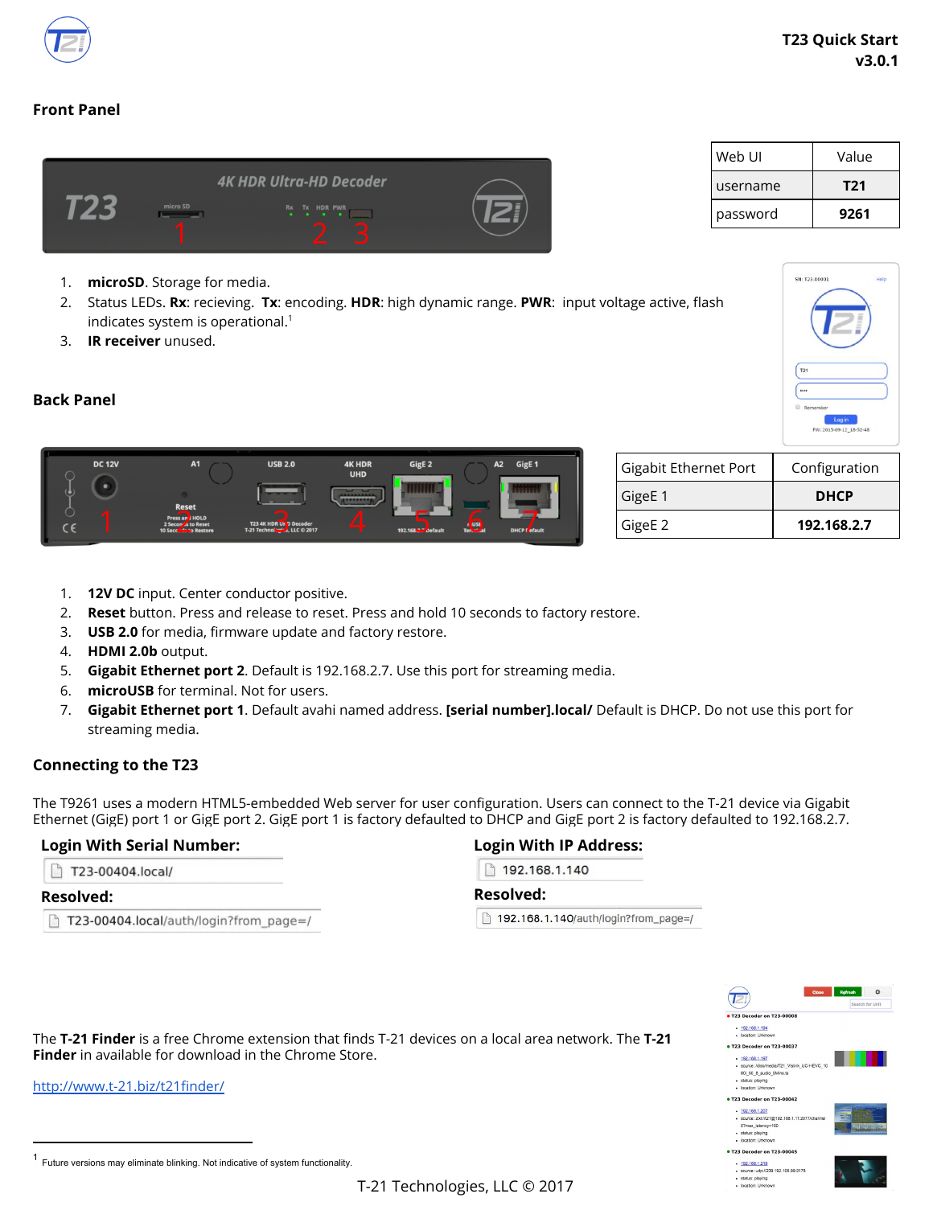# T23 Quick Start v3.0.1

## Front Panel

| Web UI | Value |
| --- | --- |
| username | **T21** |
| password | **9261** |

1. **microSD**. Storage for media.
2. Status LEDs. **Rx**: recieving. **Tx**: encoding. **HDR**: high dynamic range. **PWR**: input voltage active, flash indicates system is operational.[1]
3. **IR receiver** unused.

## Back Panel

| Gigabit Ethernet Port | Configuration |
| --- | --- |
| GigeE 1 | **DHCP** |
| GigeE 2 | **192.168.2.7** |

1. **12V DC** input. Center conductor positive.
2. **Reset** button. Press and release to reset. Press and hold 10 seconds to factory restore.
3. **USB 2.0** for media, firmware update and factory restore.
4. **HDMI 2.0b** output.
5. **Gigabit Ethernet port 2**. Default is 192.168.2.7. Use this port for streaming media.
6. **microUSB** for terminal. Not for users.
7. **Gigabit Ethernet port 1**. Default avahi named address. **[serial number].local/** Default is DHCP. Do not use this port for streaming media.

## Connecting to the T23

The T9261 uses a modern HTML5-embedded Web server for user configuration. Users can connect to the T-21 device via Gigabit Ethernet (GigE) port 1 or GigE port 2. GigE port 1 is factory defaulted to DHCP and GigE port 2 is factory defaulted to 192.168.2.7.

**Login With Serial Number:**

T23-00404.local/

**Resolved:**

T23-00404.local/auth/login?from_page=/

**Login With IP Address:**

192.168.1.140

**Resolved:**

192.168.1.140/auth/login?from_page=/

The **T-21 Finder** is a free Chrome extension that finds T-21 devices on a local area network. The **T-21 Finder** in available for download in the Chrome Store.

http://www.t-21.biz/t21finder/

[1] Future versions may eliminate blinking. Not indicative of system functionality.

T-21 Technologies, LLC © 2017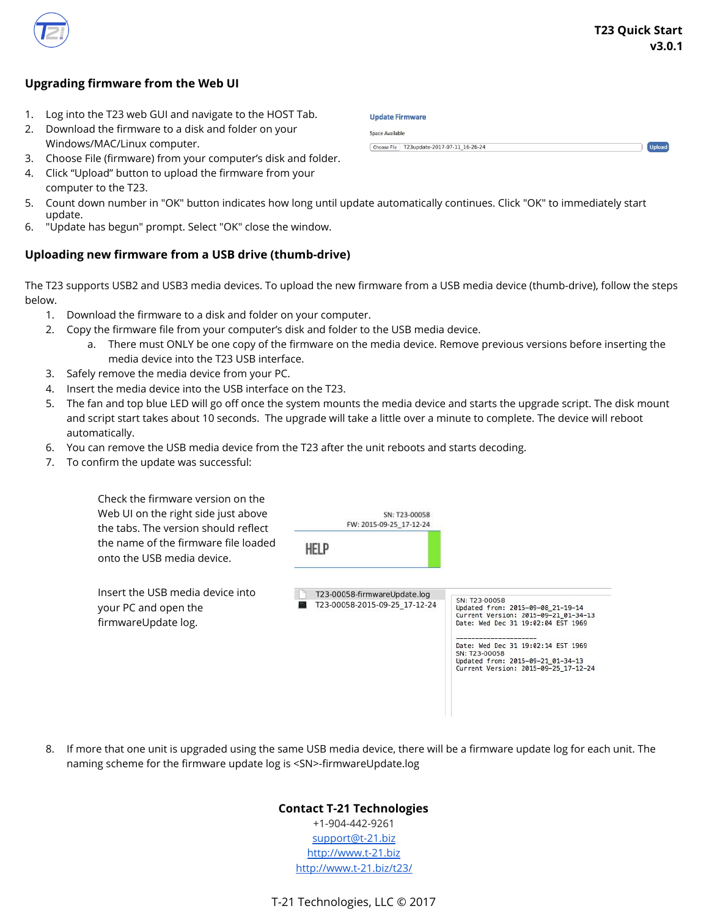## Upgrading firmware from the Web UI

1. Log into the T23 web GUI and navigate to the HOST Tab.
2. Download the firmware to a disk and folder on your Windows/MAC/Linux computer.
3. Choose File (firmware) from your computer's disk and folder.
4. Click "Upload" button to upload the firmware from your computer to the T23.
5. Count down number in "OK" button indicates how long until update automatically continues. Click "OK" to immediately start update.
6. "Update has begun" prompt. Select "OK" close the window.

Update Firmware

Space Available

Choose File T23update-2017-07-11_16-26-24 Upload

## Uploading new firmware from a USB drive (thumb-drive)

The T23 supports USB2 and USB3 media devices. To upload the new firmware from a USB media device (thumb-drive), follow the steps below.

1. Download the firmware to a disk and folder on your computer.
2. Copy the firmware file from your computer's disk and folder to the USB media device.
   a. There must ONLY be one copy of the firmware on the media device. Remove previous versions before inserting the media device into the T23 USB interface.
3. Safely remove the media device from your PC.
4. Insert the media device into the USB interface on the T23.
5. The fan and top blue LED will go off once the system mounts the media device and starts the upgrade script. The disk mount and script start takes about 10 seconds. The upgrade will take a little over a minute to complete. The device will reboot automatically.
6. You can remove the USB media device from the T23 after the unit reboots and starts decoding.
7. To confirm the update was successful:

   Check the firmware version on the Web UI on the right side just above the tabs. The version should reflect the name of the firmware file loaded onto the USB media device.

   SN: T23-00058
   FW: 2015-09-25_17-12-24
   HELP

   Insert the USB media device into your PC and open the firmwareUpdate log.

   T23-00058-firmwareUpdate.log
   T23-00058-2015-09-25_17-12-24

   ```
   SN: T23-00058
   Updated from: 2015-09-08_21-19-14
   Current Version: 2015-09-21_01-34-13
   Date: Wed Dec 31 19:02:04 EST 1969

   ----------------------
   Date: Wed Dec 31 19:02:14 EST 1969
   SN: T23-00058
   Updated from: 2015-09-21_01-34-13
   Current Version: 2015-09-25_17-12-24
   ```

8. If more that one unit is upgraded using the same USB media device, there will be a firmware update log for each unit. The naming scheme for the firmware update log is <SN>-firmwareUpdate.log

**Contact T-21 Technologies**

+1-904-442-9261

support@t-21.biz

http://www.t-21.biz

http://www.t-21.biz/t23/

T-21 Technologies, LLC © 2017